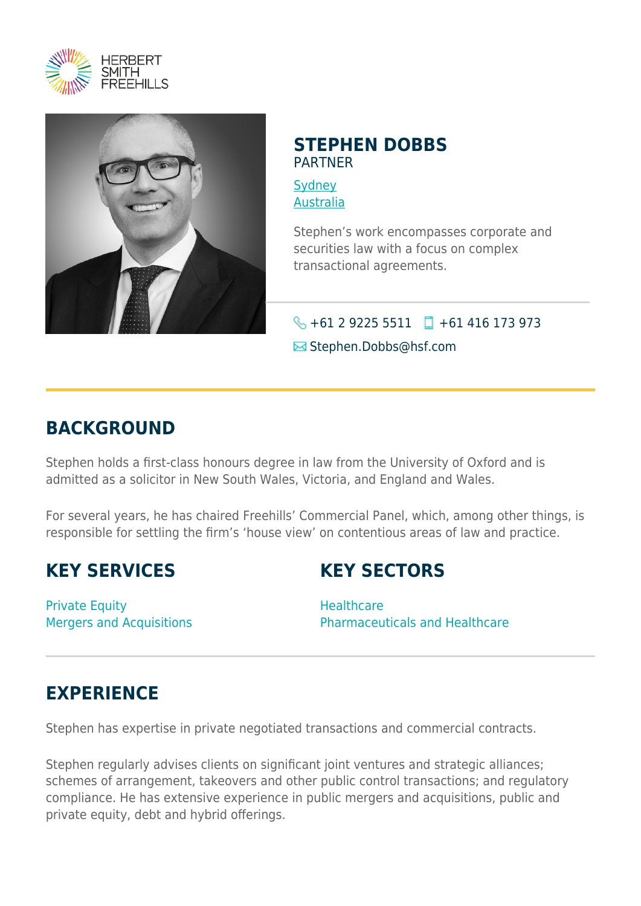HERBERT SMITH FREEHILLS

# STEPHEN DOBBS

PARTNER

Sydney
Australia

Stephen's work encompasses corporate and securities law with a focus on complex transactional agreements.

+61 2 9225 5511 +61 416 173 973

Stephen.Dobbs@hsf.com

## BACKGROUND

Stephen holds a first-class honours degree in law from the University of Oxford and is admitted as a solicitor in New South Wales, Victoria, and England and Wales.

For several years, he has chaired Freehills' Commercial Panel, which, among other things, is responsible for settling the firm's 'house view' on contentious areas of law and practice.

## KEY SERVICES

Private Equity
Mergers and Acquisitions

## KEY SECTORS

Healthcare
Pharmaceuticals and Healthcare

## EXPERIENCE

Stephen has expertise in private negotiated transactions and commercial contracts.

Stephen regularly advises clients on significant joint ventures and strategic alliances; schemes of arrangement, takeovers and other public control transactions; and regulatory compliance. He has extensive experience in public mergers and acquisitions, public and private equity, debt and hybrid offerings.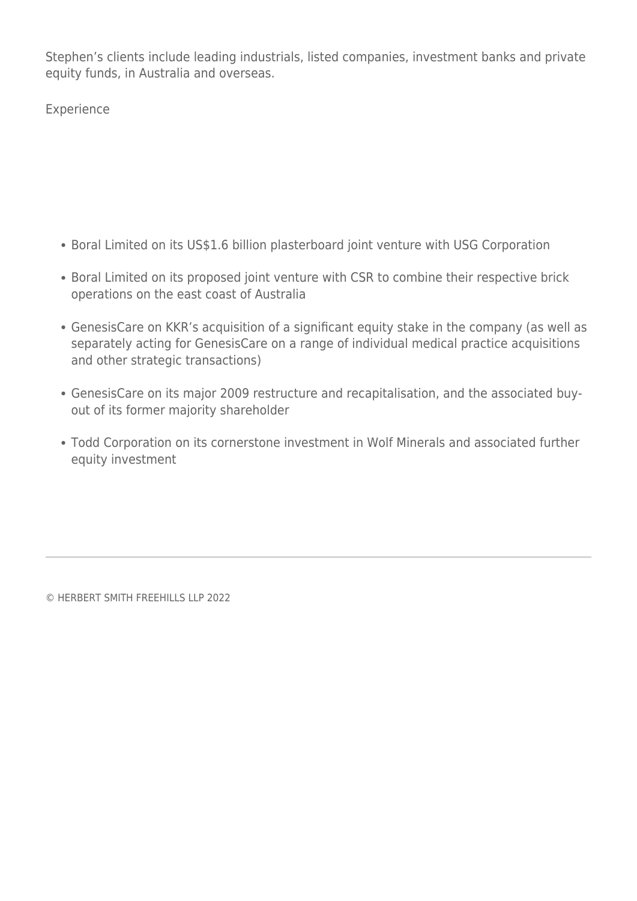Stephen's clients include leading industrials, listed companies, investment banks and private equity funds, in Australia and overseas.

## Experience

- Boral Limited on its US$1.6 billion plasterboard joint venture with USG Corporation
- Boral Limited on its proposed joint venture with CSR to combine their respective brick operations on the east coast of Australia
- GenesisCare on KKR's acquisition of a significant equity stake in the company (as well as separately acting for GenesisCare on a range of individual medical practice acquisitions and other strategic transactions)
- GenesisCare on its major 2009 restructure and recapitalisation, and the associated buy-out of its former majority shareholder
- Todd Corporation on its cornerstone investment in Wolf Minerals and associated further equity investment

---

© HERBERT SMITH FREEHILLS LLP 2022